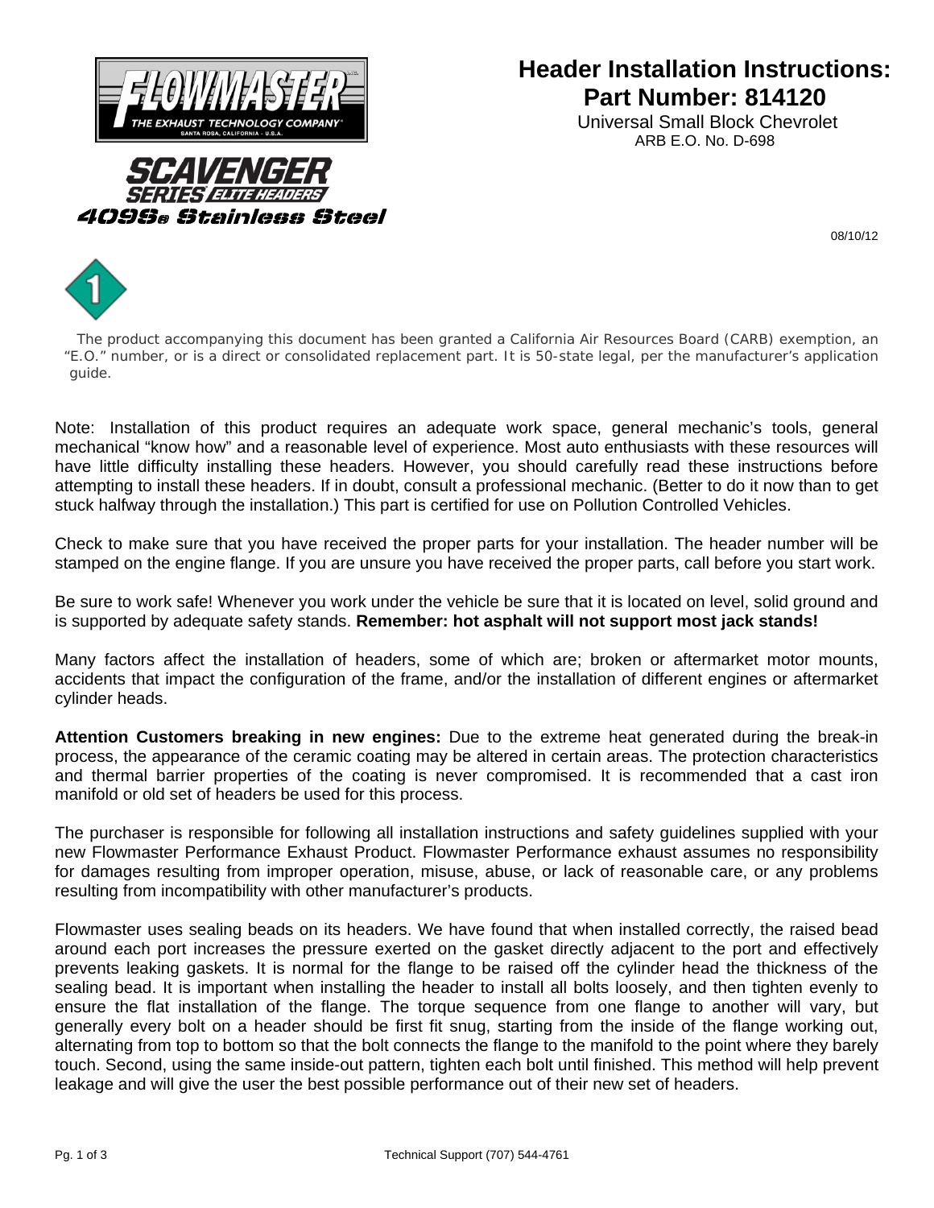FLOWMASTER
THE EXHAUST TECHNOLOGY COMPANY
SANTA ROSA, CALIFORNIA - U.S.A.

SCAVENGER SERIES ELITE HEADERS
409Ss Stainless Steel

# Header Installation Instructions: Part Number: 814120

Universal Small Block Chevrolet
ARB E.O. No. D-698

08/10/12

The product accompanying this document has been granted a California Air Resources Board (CARB) exemption, an "E.O." number, or is a direct or consolidated replacement part. It is 50-state legal, per the manufacturer's application guide.

Note: Installation of this product requires an adequate work space, general mechanic's tools, general mechanical "know how" and a reasonable level of experience. Most auto enthusiasts with these resources will have little difficulty installing these headers. However, you should carefully read these instructions before attempting to install these headers. If in doubt, consult a professional mechanic. (Better to do it now than to get stuck halfway through the installation.) This part is certified for use on Pollution Controlled Vehicles.

Check to make sure that you have received the proper parts for your installation. The header number will be stamped on the engine flange. If you are unsure you have received the proper parts, call before you start work.

Be sure to work safe! Whenever you work under the vehicle be sure that it is located on level, solid ground and is supported by adequate safety stands. **Remember: hot asphalt will not support most jack stands!**

Many factors affect the installation of headers, some of which are; broken or aftermarket motor mounts, accidents that impact the configuration of the frame, and/or the installation of different engines or aftermarket cylinder heads.

**Attention Customers breaking in new engines:** Due to the extreme heat generated during the break-in process, the appearance of the ceramic coating may be altered in certain areas. The protection characteristics and thermal barrier properties of the coating is never compromised. It is recommended that a cast iron manifold or old set of headers be used for this process.

The purchaser is responsible for following all installation instructions and safety guidelines supplied with your new Flowmaster Performance Exhaust Product. Flowmaster Performance exhaust assumes no responsibility for damages resulting from improper operation, misuse, abuse, or lack of reasonable care, or any problems resulting from incompatibility with other manufacturer's products.

Flowmaster uses sealing beads on its headers. We have found that when installed correctly, the raised bead around each port increases the pressure exerted on the gasket directly adjacent to the port and effectively prevents leaking gaskets. It is normal for the flange to be raised off the cylinder head the thickness of the sealing bead. It is important when installing the header to install all bolts loosely, and then tighten evenly to ensure the flat installation of the flange. The torque sequence from one flange to another will vary, but generally every bolt on a header should be first fit snug, starting from the inside of the flange working out, alternating from top to bottom so that the bolt connects the flange to the manifold to the point where they barely touch. Second, using the same inside-out pattern, tighten each bolt until finished. This method will help prevent leakage and will give the user the best possible performance out of their new set of headers.

Technical Support (707) 544-4761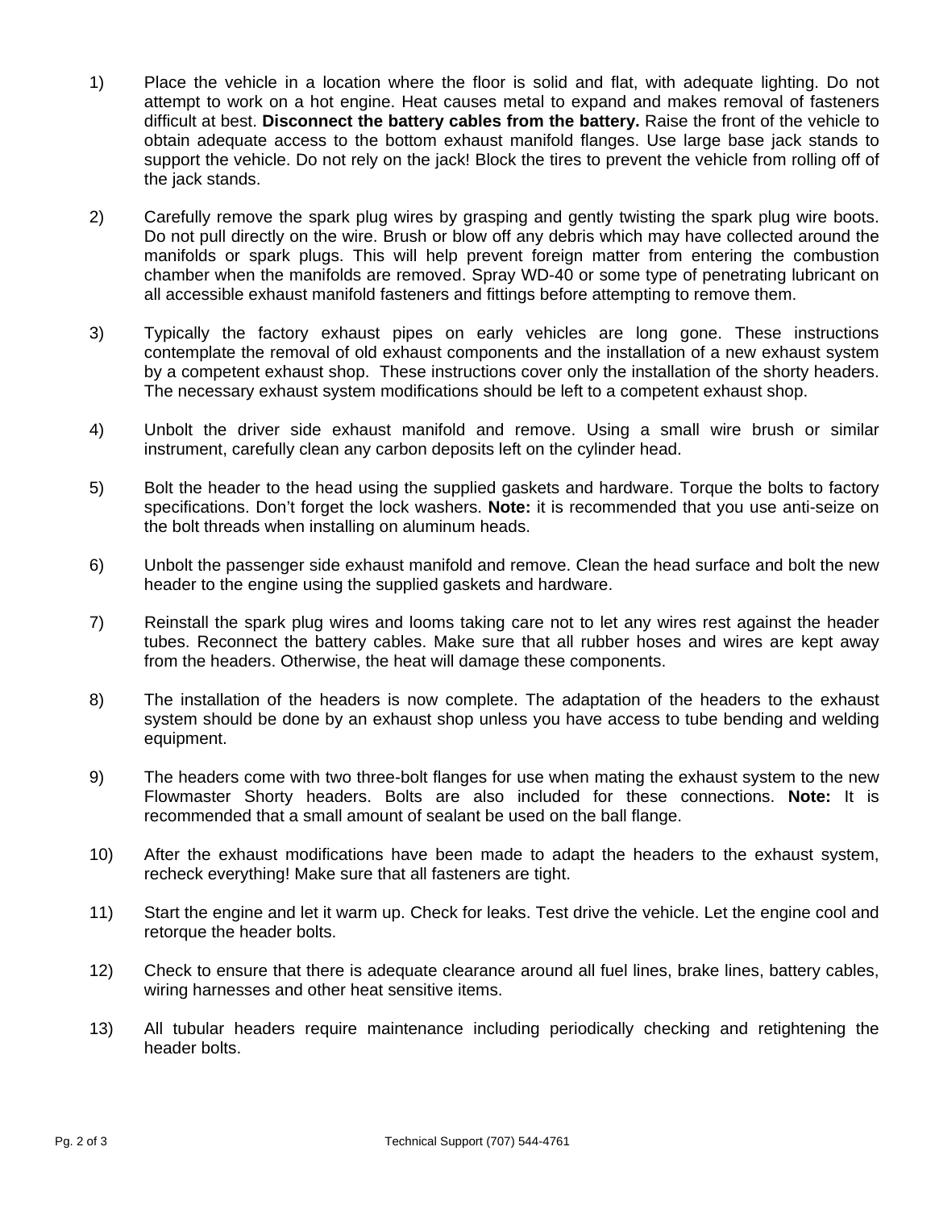1) Place the vehicle in a location where the floor is solid and flat, with adequate lighting. Do not attempt to work on a hot engine. Heat causes metal to expand and makes removal of fasteners difficult at best. **Disconnect the battery cables from the battery.** Raise the front of the vehicle to obtain adequate access to the bottom exhaust manifold flanges. Use large base jack stands to support the vehicle. Do not rely on the jack! Block the tires to prevent the vehicle from rolling off of the jack stands.

2) Carefully remove the spark plug wires by grasping and gently twisting the spark plug wire boots. Do not pull directly on the wire. Brush or blow off any debris which may have collected around the manifolds or spark plugs. This will help prevent foreign matter from entering the combustion chamber when the manifolds are removed. Spray WD-40 or some type of penetrating lubricant on all accessible exhaust manifold fasteners and fittings before attempting to remove them.

3) Typically the factory exhaust pipes on early vehicles are long gone. These instructions contemplate the removal of old exhaust components and the installation of a new exhaust system by a competent exhaust shop. These instructions cover only the installation of the shorty headers. The necessary exhaust system modifications should be left to a competent exhaust shop.

4) Unbolt the driver side exhaust manifold and remove. Using a small wire brush or similar instrument, carefully clean any carbon deposits left on the cylinder head.

5) Bolt the header to the head using the supplied gaskets and hardware. Torque the bolts to factory specifications. Don't forget the lock washers. **Note:** it is recommended that you use anti-seize on the bolt threads when installing on aluminum heads.

6) Unbolt the passenger side exhaust manifold and remove. Clean the head surface and bolt the new header to the engine using the supplied gaskets and hardware.

7) Reinstall the spark plug wires and looms taking care not to let any wires rest against the header tubes. Reconnect the battery cables. Make sure that all rubber hoses and wires are kept away from the headers. Otherwise, the heat will damage these components.

8) The installation of the headers is now complete. The adaptation of the headers to the exhaust system should be done by an exhaust shop unless you have access to tube bending and welding equipment.

9) The headers come with two three-bolt flanges for use when mating the exhaust system to the new Flowmaster Shorty headers. Bolts are also included for these connections. **Note:** It is recommended that a small amount of sealant be used on the ball flange.

10) After the exhaust modifications have been made to adapt the headers to the exhaust system, recheck everything! Make sure that all fasteners are tight.

11) Start the engine and let it warm up. Check for leaks. Test drive the vehicle. Let the engine cool and retorque the header bolts.

12) Check to ensure that there is adequate clearance around all fuel lines, brake lines, battery cables, wiring harnesses and other heat sensitive items.

13) All tubular headers require maintenance including periodically checking and retightening the header bolts.

Technical Support (707) 544-4761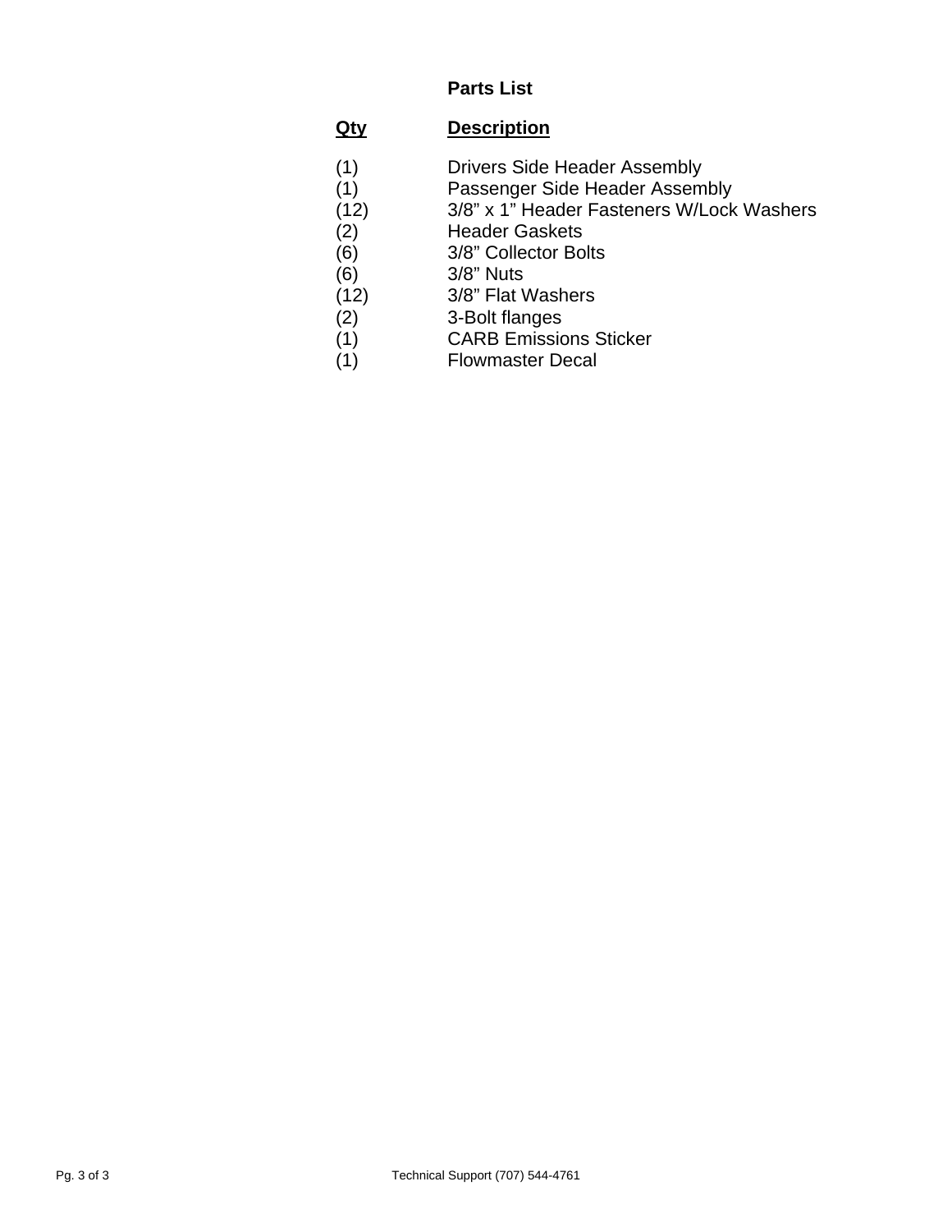## Parts List

| Qty | Description |
| --- | --- |
| (1) | Drivers Side Header Assembly |
| (1) | Passenger Side Header Assembly |
| (12) | 3/8” x 1” Header Fasteners W/Lock Washers |
| (2) | Header Gaskets |
| (6) | 3/8” Collector Bolts |
| (6) | 3/8” Nuts |
| (12) | 3/8” Flat Washers |
| (2) | 3-Bolt flanges |
| (1) | CARB Emissions Sticker |
| (1) | Flowmaster Decal |

Technical Support (707) 544-4761